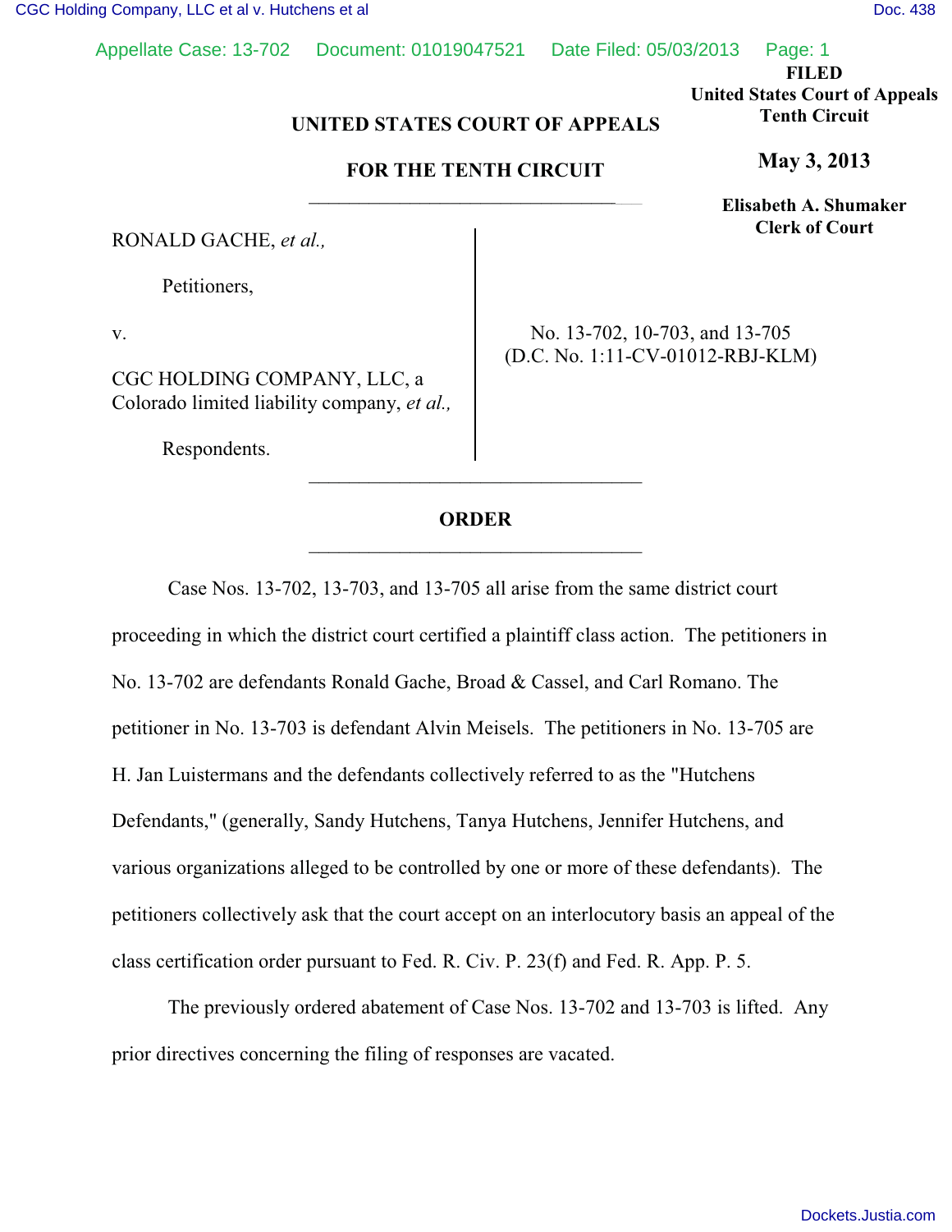FILED
United States Court of Appeals
Tenth Circuit

**May 3, 2013**

**Elisabeth A. Shumaker**
**Clerk of Court**

**UNITED STATES COURT OF APPEALS**

**FOR THE TENTH CIRCUIT**

RONALD GACHE, *et al.,*

Petitioners,

v.

CGC HOLDING COMPANY, LLC, a Colorado limited liability company, *et al.,*

Respondents.

No. 13-702, 10-703, and 13-705
(D.C. No. 1:11-CV-01012-RBJ-KLM)

**ORDER**

Case Nos. 13-702, 13-703, and 13-705 all arise from the same district court proceeding in which the district court certified a plaintiff class action. The petitioners in No. 13-702 are defendants Ronald Gache, Broad & Cassel, and Carl Romano. The petitioner in No. 13-703 is defendant Alvin Meisels. The petitioners in No. 13-705 are H. Jan Luistermans and the defendants collectively referred to as the "Hutchens Defendants," (generally, Sandy Hutchens, Tanya Hutchens, Jennifer Hutchens, and various organizations alleged to be controlled by one or more of these defendants). The petitioners collectively ask that the court accept on an interlocutory basis an appeal of the class certification order pursuant to Fed. R. Civ. P. 23(f) and Fed. R. App. P. 5.

The previously ordered abatement of Case Nos. 13-702 and 13-703 is lifted. Any prior directives concerning the filing of responses are vacated.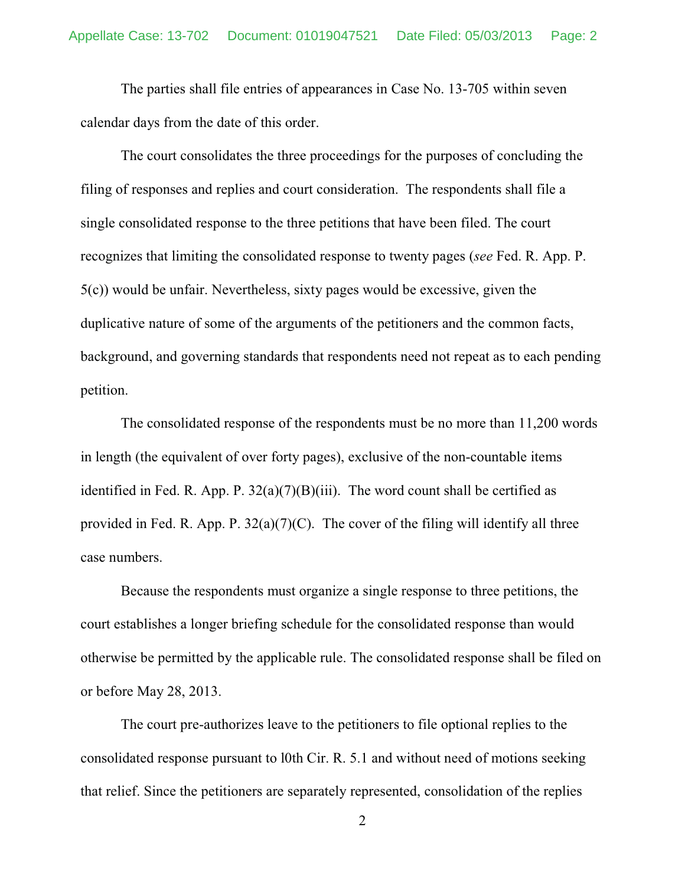The parties shall file entries of appearances in Case No. 13-705 within seven calendar days from the date of this order.

The court consolidates the three proceedings for the purposes of concluding the filing of responses and replies and court consideration. The respondents shall file a single consolidated response to the three petitions that have been filed. The court recognizes that limiting the consolidated response to twenty pages (*see* Fed. R. App. P. 5(c)) would be unfair. Nevertheless, sixty pages would be excessive, given the duplicative nature of some of the arguments of the petitioners and the common facts, background, and governing standards that respondents need not repeat as to each pending petition.

The consolidated response of the respondents must be no more than 11,200 words in length (the equivalent of over forty pages), exclusive of the non-countable items identified in Fed. R. App. P. 32(a)(7)(B)(iii). The word count shall be certified as provided in Fed. R. App. P. 32(a)(7)(C). The cover of the filing will identify all three case numbers.

Because the respondents must organize a single response to three petitions, the court establishes a longer briefing schedule for the consolidated response than would otherwise be permitted by the applicable rule. The consolidated response shall be filed on or before May 28, 2013.

The court pre-authorizes leave to the petitioners to file optional replies to the consolidated response pursuant to l0th Cir. R. 5.1 and without need of motions seeking that relief. Since the petitioners are separately represented, consolidation of the replies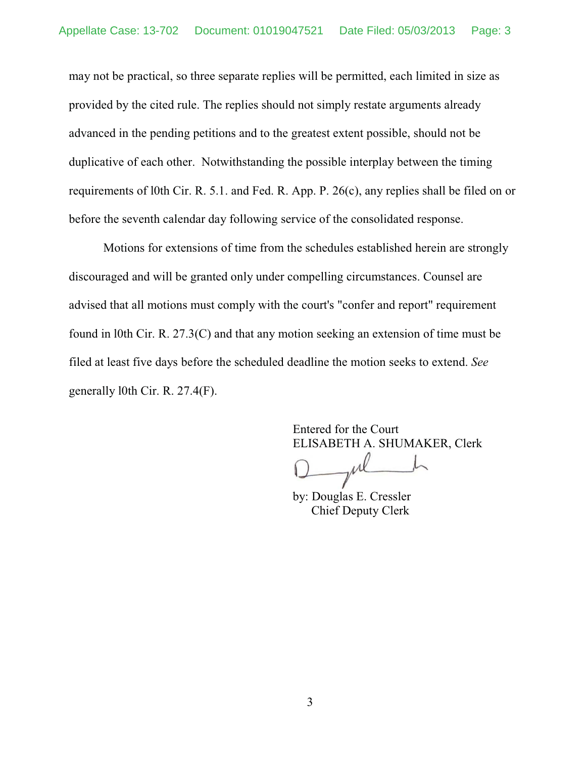may not be practical, so three separate replies will be permitted, each limited in size as provided by the cited rule. The replies should not simply restate arguments already advanced in the pending petitions and to the greatest extent possible, should not be duplicative of each other. Notwithstanding the possible interplay between the timing requirements of l0th Cir. R. 5.1. and Fed. R. App. P. 26(c), any replies shall be filed on or before the seventh calendar day following service of the consolidated response.

Motions for extensions of time from the schedules established herein are strongly discouraged and will be granted only under compelling circumstances. Counsel are advised that all motions must comply with the court's "confer and report" requirement found in l0th Cir. R. 27.3(C) and that any motion seeking an extension of time must be filed at least five days before the scheduled deadline the motion seeks to extend. *See* generally l0th Cir. R. 27.4(F).

Entered for the Court
ELISABETH A. SHUMAKER, Clerk

by: Douglas E. Cressler
Chief Deputy Clerk